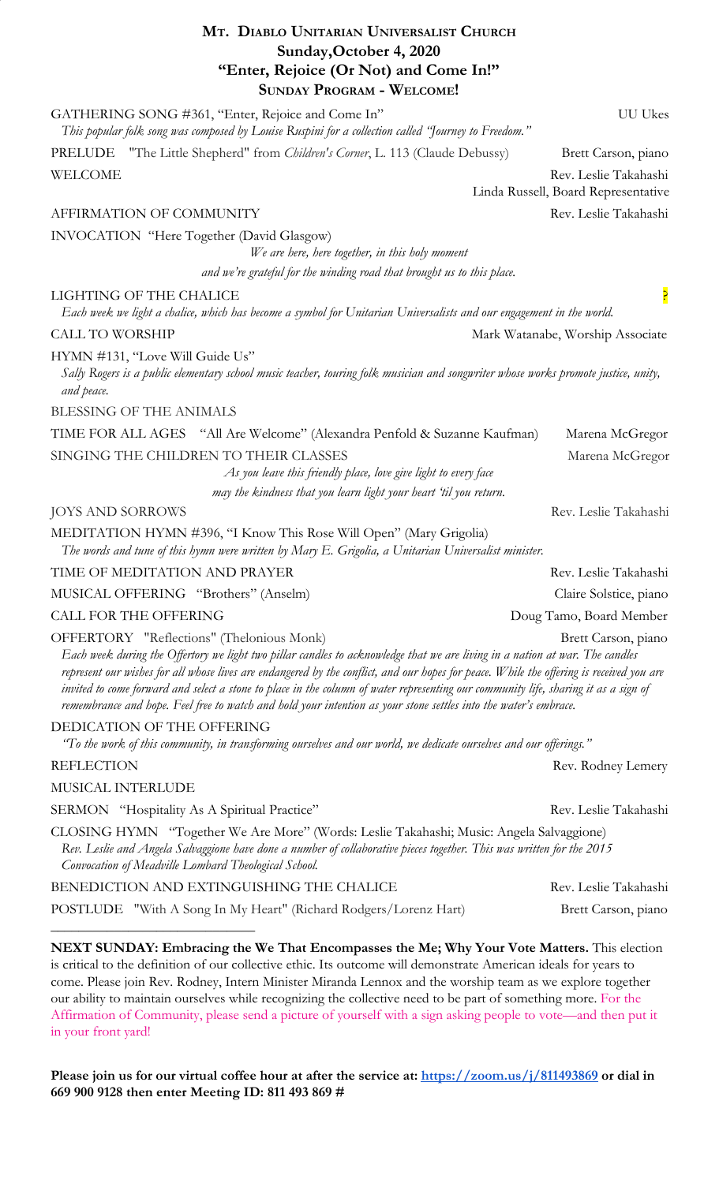# Mt. Diablo Unitarian Universalist Church

**Sunday,October 4, 2020**

**"Enter, Rejoice (Or Not) and Come In!"**

**Sunday Program - Welcome!**

GATHERING SONG #361, "Enter, Rejoice and Come In" — UU Ukes

*This popular folk song was composed by Louise Ruspini for a collection called "Journey to Freedom."*

PRELUDE "The Little Shepherd" from *Children's Corner*, L. 113 (Claude Debussy) — Brett Carson, piano

WELCOME — Rev. Leslie Takahashi, Linda Russell, Board Representative

AFFIRMATION OF COMMUNITY — Rev. Leslie Takahashi

INVOCATION "Here Together (David Glasgow)

*We are here, here together, in this holy moment*
*and we're grateful for the winding road that brought us to this place.*

LIGHTING OF THE CHALICE — ?

*Each week we light a chalice, which has become a symbol for Unitarian Universalists and our engagement in the world.*

CALL TO WORSHIP — Mark Watanabe, Worship Associate

HYMN #131, "Love Will Guide Us"

*Sally Rogers is a public elementary school music teacher, touring folk musician and songwriter whose works promote justice, unity, and peace.*

BLESSING OF THE ANIMALS

TIME FOR ALL AGES "All Are Welcome" (Alexandra Penfold & Suzanne Kaufman) — Marena McGregor

SINGING THE CHILDREN TO THEIR CLASSES — Marena McGregor

*As you leave this friendly place, love give light to every face*
*may the kindness that you learn light your heart 'til you return.*

JOYS AND SORROWS — Rev. Leslie Takahashi

MEDITATION HYMN #396, "I Know This Rose Will Open" (Mary Grigolia)

*The words and tune of this hymn were written by Mary E. Grigolia, a Unitarian Universalist minister.*

TIME OF MEDITATION AND PRAYER — Rev. Leslie Takahashi

MUSICAL OFFERING "Brothers" (Anselm) — Claire Solstice, piano

CALL FOR THE OFFERING — Doug Tamo, Board Member

OFFERTORY "Reflections" (Thelonious Monk) — Brett Carson, piano

*Each week during the Offertory we light two pillar candles to acknowledge that we are living in a nation at war. The candles represent our wishes for all whose lives are endangered by the conflict, and our hopes for peace. While the offering is received you are invited to come forward and select a stone to place in the column of water representing our community life, sharing it as a sign of remembrance and hope. Feel free to watch and hold your intention as your stone settles into the water's embrace.*

DEDICATION OF THE OFFERING

*"To the work of this community, in transforming ourselves and our world, we dedicate ourselves and our offerings."*

REFLECTION — Rev. Rodney Lemery

MUSICAL INTERLUDE

SERMON "Hospitality As A Spiritual Practice" — Rev. Leslie Takahashi

CLOSING HYMN "Together We Are More" (Words: Leslie Takahashi; Music: Angela Salvaggione)

*Rev. Leslie and Angela Salvaggione have done a number of collaborative pieces together. This was written for the 2015 Convocation of Meadville Lombard Theological School.*

BENEDICTION AND EXTINGUISHING THE CHALICE — Rev. Leslie Takahashi

POSTLUDE "With A Song In My Heart" (Richard Rodgers/Lorenz Hart) — Brett Carson, piano

---

**NEXT SUNDAY: Embracing the We That Encompasses the Me; Why Your Vote Matters.** This election is critical to the definition of our collective ethic. Its outcome will demonstrate American ideals for years to come. Please join Rev. Rodney, Intern Minister Miranda Lennox and the worship team as we explore together our ability to maintain ourselves while recognizing the collective need to be part of something more. For the Affirmation of Community, please send a picture of yourself with a sign asking people to vote—and then put it in your front yard!

**Please join us for our virtual coffee hour at after the service at: https://zoom.us/j/811493869 or dial in 669 900 9128 then enter Meeting ID: 811 493 869 #**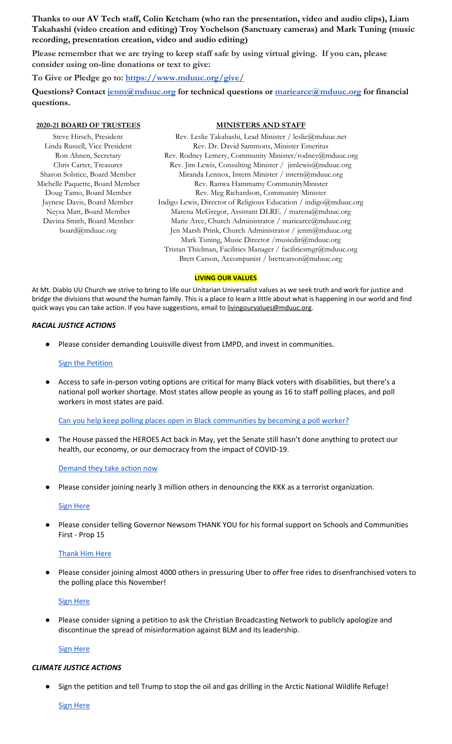**Thanks to our AV Tech staff, Colin Ketcham (who ran the presentation, video and audio clips), Liam Takahashi (video creation and editing) Troy Yochelson (Sanctuary cameras) and Mark Tuning (music recording, presentation creation, video and audio editing)**

**Please remember that we are trying to keep staff safe by using virtual giving. If you can, please consider using on-line donations or text to give:**

**To Give or Pledge go to: https://www.mduuc.org/give/**

**Questions? Contact jenm@mduuc.org for technical questions or mariearce@mduuc.org for financial questions.**

**2020-21 BOARD OF TRUSTEES**

Steve Hirsch, President
Linda Russell, Vice President
Ron Ahnen, Secretary
Chris Carter, Treasurer
Sharon Solstice, Board Member
Michelle Paquette, Board Member
Doug Tamo, Board Member
Jaynese Davis, Board Member
Neysa Matt, Board Member
Davina Smith, Board Member
board@mduuc.org

**MINISTERS AND STAFF**

Rev. Leslie Takahashi, Lead Minister / leslie@mduuc.net
Rev. Dr. David Sammons, Minister Emeritus
Rev. Rodney Lemery, Community Minister/rodney@mduuc.org
Rev. Jim Lewis, Consulting Minister / jimlewis@mduuc.org
Miranda Lennox, Intern Minister / intern@mduuc.org
Rev. Ranwa Hammamy CommunityMinister
Rev. Meg Richardson, Community Minister
Indigo Lewis, Director of Religious Education / indigo@mduuc.org
Marena McGregor, Assistant DLRE. / marena@mduuc.org
Marie Arce, Church Administrator / mariearce@mduuc.org
Jen Marsh Prink, Church Administrator / jenm@mduuc.org
Mark Tuning, Music Director /musicdir@mduuc.org
Tristan Thielman, Facilities Manager / facilitiesmgr@mduuc.org
Brett Carson, Accompanist / brettcarson@mduuc.org

**LIVING OUR VALUES**

At Mt. Diablo UU Church we strive to bring to life our Unitarian Universalist values as we seek truth and work for justice and bridge the divisions that wound the human family. This is a place to learn a little about what is happening in our world and find quick ways you can take action. If you have suggestions, email to livingourvalues@mduuc.org.

***RACIAL JUSTICE ACTIONS***

- Please consider demanding Louisville divest from LMPD, and invest in communities.

  Sign the Petition

- Access to safe in-person voting options are critical for many Black voters with disabilities, but there's a national poll worker shortage. Most states allow people as young as 16 to staff polling places, and poll workers in most states are paid.

  Can you help keep polling places open in Black communities by becoming a poll worker?

- The House passed the HEROES Act back in May, yet the Senate still hasn't done anything to protect our health, our economy, or our democracy from the impact of COVID-19.

  Demand they take action now

- Please consider joining nearly 3 million others in denouncing the KKK as a terrorist organization.

  Sign Here

- Please consider telling Governor Newsom THANK YOU for his formal support on Schools and Communities First - Prop 15

  Thank Him Here

- Please consider joining almost 4000 others in pressuring Uber to offer free rides to disenfranchised voters to the polling place this November!

  Sign Here

- Please consider signing a petition to ask the Christian Broadcasting Network to publicly apologize and discontinue the spread of misinformation against BLM and its leadership.

  Sign Here

***CLIMATE JUSTICE ACTIONS***

- Sign the petition and tell Trump to stop the oil and gas drilling in the Arctic National Wildlife Refuge!

  Sign Here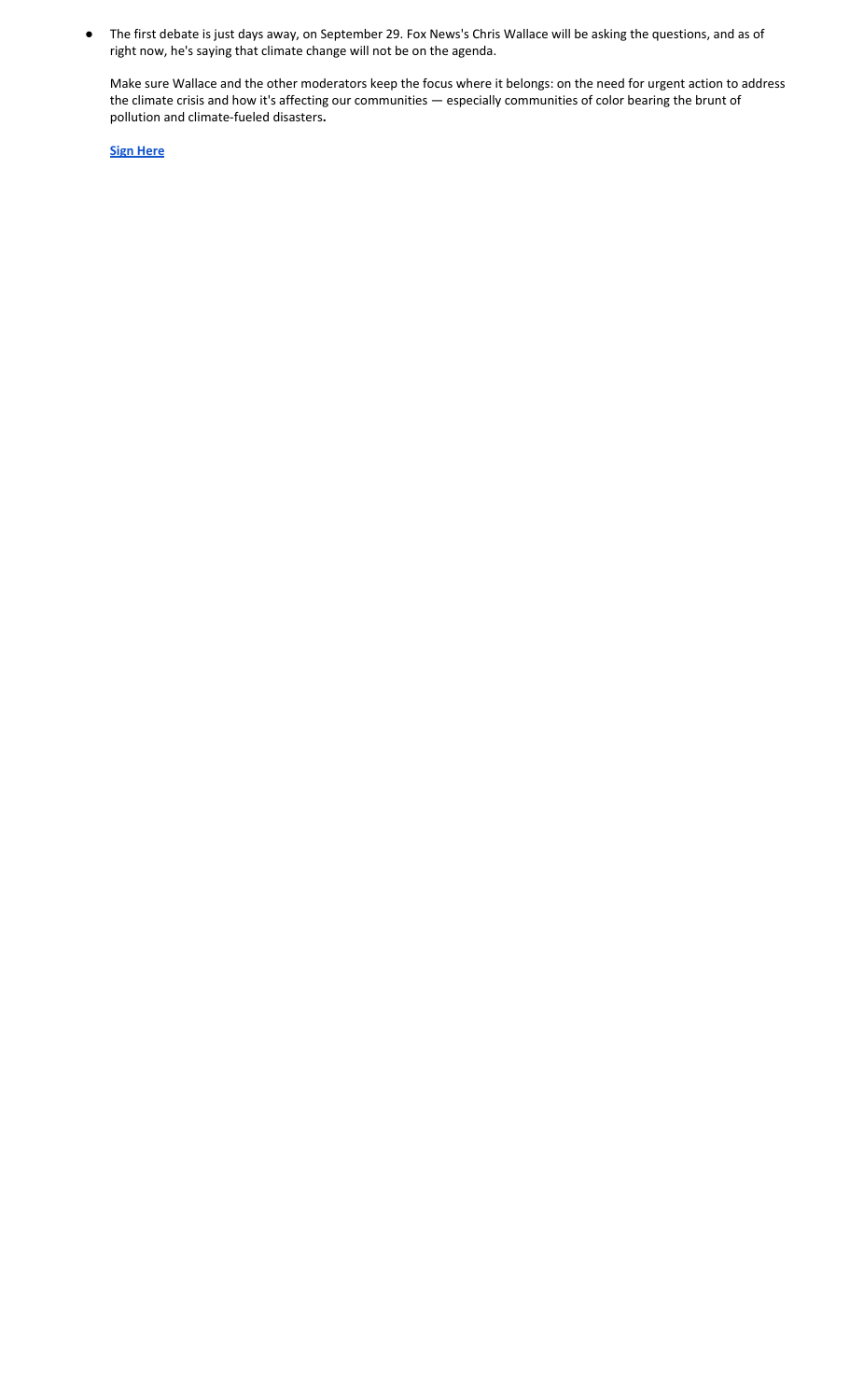- The first debate is just days away, on September 29. Fox News's Chris Wallace will be asking the questions, and as of right now, he's saying that climate change will not be on the agenda.

  Make sure Wallace and the other moderators keep the focus where it belongs: on the need for urgent action to address the climate crisis and how it's affecting our communities — especially communities of color bearing the brunt of pollution and climate-fueled disasters.

  **Sign Here**